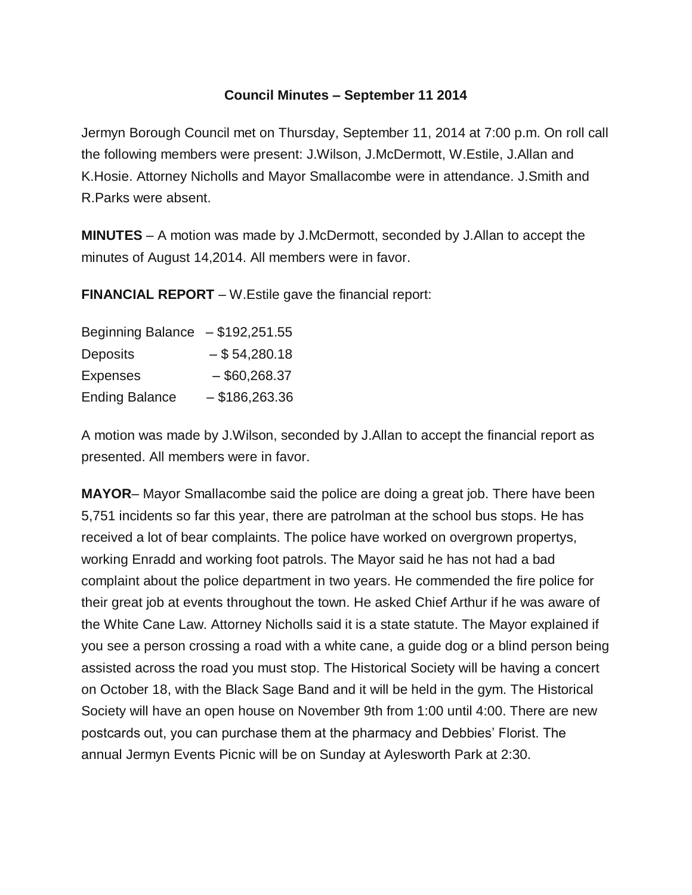# Council Minutes – September 11 2014

Jermyn Borough Council met on Thursday, September 11, 2014 at 7:00 p.m. On roll call the following members were present: J.Wilson, J.McDermott, W.Estile, J.Allan and K.Hosie. Attorney Nicholls and Mayor Smallacombe were in attendance. J.Smith and R.Parks were absent.

**MINUTES** – A motion was made by J.McDermott, seconded by J.Allan to accept the minutes of August 14,2014. All members were in favor.

**FINANCIAL REPORT** – W.Estile gave the financial report:

Beginning Balance – $192,251.55
Deposits – $ 54,280.18
Expenses – $60,268.37
Ending Balance – $186,263.36

A motion was made by J.Wilson, seconded by J.Allan to accept the financial report as presented. All members were in favor.

**MAYOR**– Mayor Smallacombe said the police are doing a great job. There have been 5,751 incidents so far this year, there are patrolman at the school bus stops. He has received a lot of bear complaints. The police have worked on overgrown propertys, working Enradd and working foot patrols. The Mayor said he has not had a bad complaint about the police department in two years. He commended the fire police for their great job at events throughout the town. He asked Chief Arthur if he was aware of the White Cane Law. Attorney Nicholls said it is a state statute. The Mayor explained if you see a person crossing a road with a white cane, a guide dog or a blind person being assisted across the road you must stop. The Historical Society will be having a concert on October 18, with the Black Sage Band and it will be held in the gym. The Historical Society will have an open house on November 9th from 1:00 until 4:00. There are new postcards out, you can purchase them at the pharmacy and Debbies' Florist. The annual Jermyn Events Picnic will be on Sunday at Aylesworth Park at 2:30.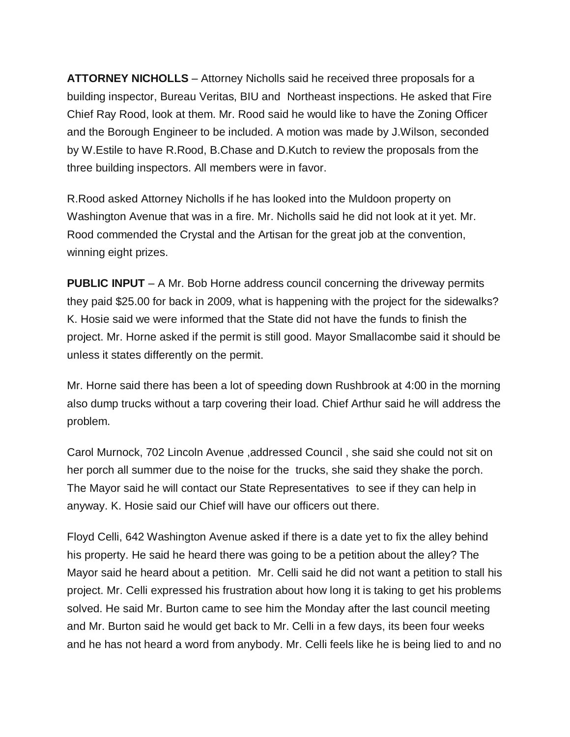**ATTORNEY NICHOLLS** – Attorney Nicholls said he received three proposals for a building inspector, Bureau Veritas, BIU and Northeast inspections. He asked that Fire Chief Ray Rood, look at them. Mr. Rood said he would like to have the Zoning Officer and the Borough Engineer to be included. A motion was made by J.Wilson, seconded by W.Estile to have R.Rood, B.Chase and D.Kutch to review the proposals from the three building inspectors. All members were in favor.

R.Rood asked Attorney Nicholls if he has looked into the Muldoon property on Washington Avenue that was in a fire. Mr. Nicholls said he did not look at it yet. Mr. Rood commended the Crystal and the Artisan for the great job at the convention, winning eight prizes.

**PUBLIC INPUT** – A Mr. Bob Horne address council concerning the driveway permits they paid $25.00 for back in 2009, what is happening with the project for the sidewalks? K. Hosie said we were informed that the State did not have the funds to finish the project. Mr. Horne asked if the permit is still good. Mayor Smallacombe said it should be unless it states differently on the permit.

Mr. Horne said there has been a lot of speeding down Rushbrook at 4:00 in the morning also dump trucks without a tarp covering their load. Chief Arthur said he will address the problem.

Carol Murnock, 702 Lincoln Avenue ,addressed Council , she said she could not sit on her porch all summer due to the noise for the trucks, she said they shake the porch. The Mayor said he will contact our State Representatives to see if they can help in anyway. K. Hosie said our Chief will have our officers out there.

Floyd Celli, 642 Washington Avenue asked if there is a date yet to fix the alley behind his property. He said he heard there was going to be a petition about the alley? The Mayor said he heard about a petition. Mr. Celli said he did not want a petition to stall his project. Mr. Celli expressed his frustration about how long it is taking to get his problems solved. He said Mr. Burton came to see him the Monday after the last council meeting and Mr. Burton said he would get back to Mr. Celli in a few days, its been four weeks and he has not heard a word from anybody. Mr. Celli feels like he is being lied to and no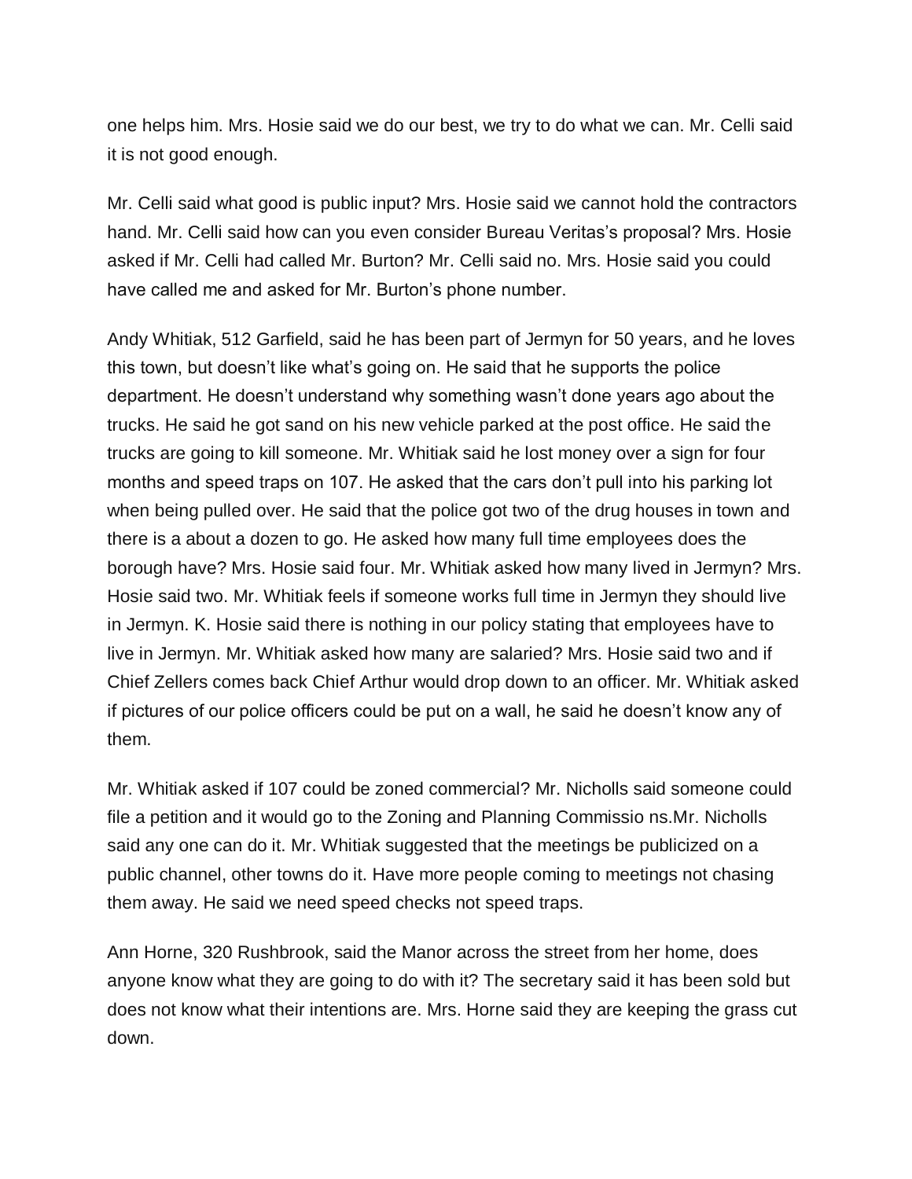one helps him. Mrs. Hosie said we do our best, we try to do what we can. Mr. Celli said it is not good enough.

Mr. Celli said what good is public input? Mrs. Hosie said we cannot hold the contractors hand. Mr. Celli said how can you even consider Bureau Veritas's proposal? Mrs. Hosie asked if Mr. Celli had called Mr. Burton? Mr. Celli said no. Mrs. Hosie said you could have called me and asked for Mr. Burton's phone number.

Andy Whitiak, 512 Garfield, said he has been part of Jermyn for 50 years, and he loves this town, but doesn't like what's going on. He said that he supports the police department. He doesn't understand why something wasn't done years ago about the trucks. He said he got sand on his new vehicle parked at the post office. He said the trucks are going to kill someone. Mr. Whitiak said he lost money over a sign for four months and speed traps on 107. He asked that the cars don't pull into his parking lot when being pulled over. He said that the police got two of the drug houses in town and there is a about a dozen to go. He asked how many full time employees does the borough have? Mrs. Hosie said four. Mr. Whitiak asked how many lived in Jermyn? Mrs. Hosie said two. Mr. Whitiak feels if someone works full time in Jermyn they should live in Jermyn. K. Hosie said there is nothing in our policy stating that employees have to live in Jermyn. Mr. Whitiak asked how many are salaried? Mrs. Hosie said two and if Chief Zellers comes back Chief Arthur would drop down to an officer. Mr. Whitiak asked if pictures of our police officers could be put on a wall, he said he doesn't know any of them.

Mr. Whitiak asked if 107 could be zoned commercial? Mr. Nicholls said someone could file a petition and it would go to the Zoning and Planning Commissio ns.Mr. Nicholls said any one can do it. Mr. Whitiak suggested that the meetings be publicized on a public channel, other towns do it. Have more people coming to meetings not chasing them away. He said we need speed checks not speed traps.

Ann Horne, 320 Rushbrook, said the Manor across the street from her home, does anyone know what they are going to do with it? The secretary said it has been sold but does not know what their intentions are. Mrs. Horne said they are keeping the grass cut down.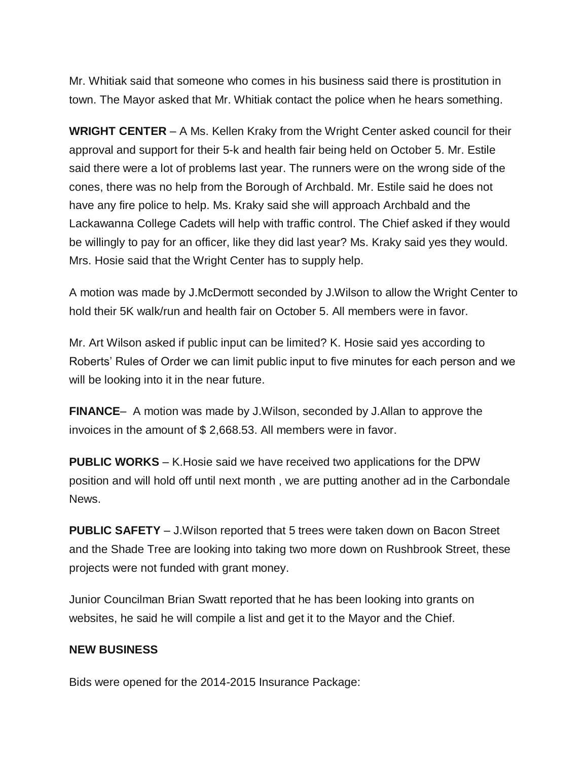Mr. Whitiak said that someone who comes in his business said there is prostitution in town. The Mayor asked that Mr. Whitiak contact the police when he hears something.

**WRIGHT CENTER** – A Ms. Kellen Kraky from the Wright Center asked council for their approval and support for their 5-k and health fair being held on October 5. Mr. Estile said there were a lot of problems last year. The runners were on the wrong side of the cones, there was no help from the Borough of Archbald. Mr. Estile said he does not have any fire police to help. Ms. Kraky said she will approach Archbald and the Lackawanna College Cadets will help with traffic control. The Chief asked if they would be willingly to pay for an officer, like they did last year? Ms. Kraky said yes they would. Mrs. Hosie said that the Wright Center has to supply help.

A motion was made by J.McDermott seconded by J.Wilson to allow the Wright Center to hold their 5K walk/run and health fair on October 5. All members were in favor.

Mr. Art Wilson asked if public input can be limited? K. Hosie said yes according to Roberts' Rules of Order we can limit public input to five minutes for each person and we will be looking into it in the near future.

**FINANCE**– A motion was made by J.Wilson, seconded by J.Allan to approve the invoices in the amount of $ 2,668.53. All members were in favor.

**PUBLIC WORKS** – K.Hosie said we have received two applications for the DPW position and will hold off until next month , we are putting another ad in the Carbondale News.

**PUBLIC SAFETY** – J.Wilson reported that 5 trees were taken down on Bacon Street and the Shade Tree are looking into taking two more down on Rushbrook Street, these projects were not funded with grant money.

Junior Councilman Brian Swatt reported that he has been looking into grants on websites, he said he will compile a list and get it to the Mayor and the Chief.

**NEW BUSINESS**

Bids were opened for the 2014-2015 Insurance Package: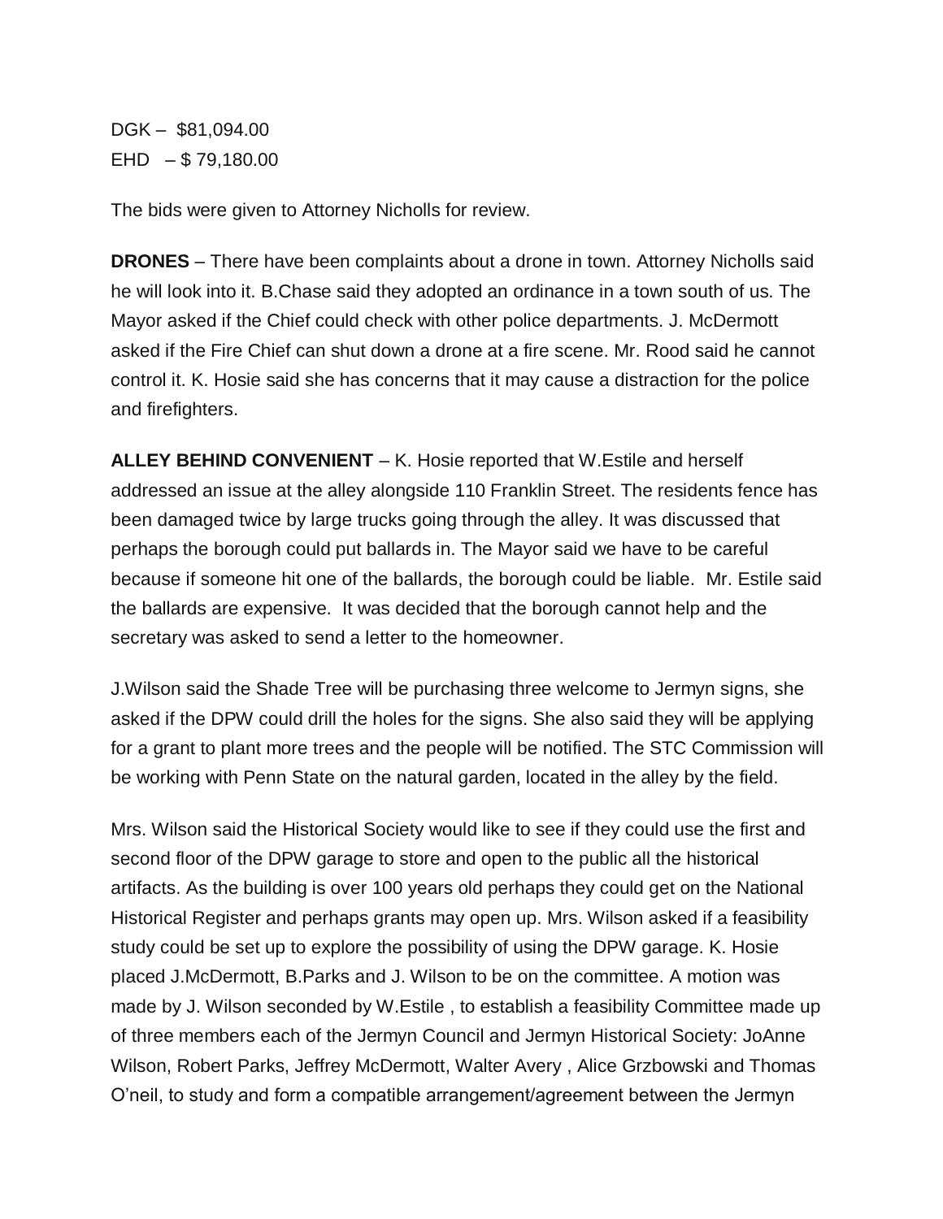DGK – $81,094.00
EHD – $ 79,180.00

The bids were given to Attorney Nicholls for review.

**DRONES** – There have been complaints about a drone in town. Attorney Nicholls said he will look into it. B.Chase said they adopted an ordinance in a town south of us. The Mayor asked if the Chief could check with other police departments. J. McDermott asked if the Fire Chief can shut down a drone at a fire scene. Mr. Rood said he cannot control it. K. Hosie said she has concerns that it may cause a distraction for the police and firefighters.

**ALLEY BEHIND CONVENIENT** – K. Hosie reported that W.Estile and herself addressed an issue at the alley alongside 110 Franklin Street. The residents fence has been damaged twice by large trucks going through the alley. It was discussed that perhaps the borough could put ballards in. The Mayor said we have to be careful because if someone hit one of the ballards, the borough could be liable. Mr. Estile said the ballards are expensive. It was decided that the borough cannot help and the secretary was asked to send a letter to the homeowner.

J.Wilson said the Shade Tree will be purchasing three welcome to Jermyn signs, she asked if the DPW could drill the holes for the signs. She also said they will be applying for a grant to plant more trees and the people will be notified. The STC Commission will be working with Penn State on the natural garden, located in the alley by the field.

Mrs. Wilson said the Historical Society would like to see if they could use the first and second floor of the DPW garage to store and open to the public all the historical artifacts. As the building is over 100 years old perhaps they could get on the National Historical Register and perhaps grants may open up. Mrs. Wilson asked if a feasibility study could be set up to explore the possibility of using the DPW garage. K. Hosie placed J.McDermott, B.Parks and J. Wilson to be on the committee. A motion was made by J. Wilson seconded by W.Estile , to establish a feasibility Committee made up of three members each of the Jermyn Council and Jermyn Historical Society: JoAnne Wilson, Robert Parks, Jeffrey McDermott, Walter Avery , Alice Grzbowski and Thomas O'neil, to study and form a compatible arrangement/agreement between the Jermyn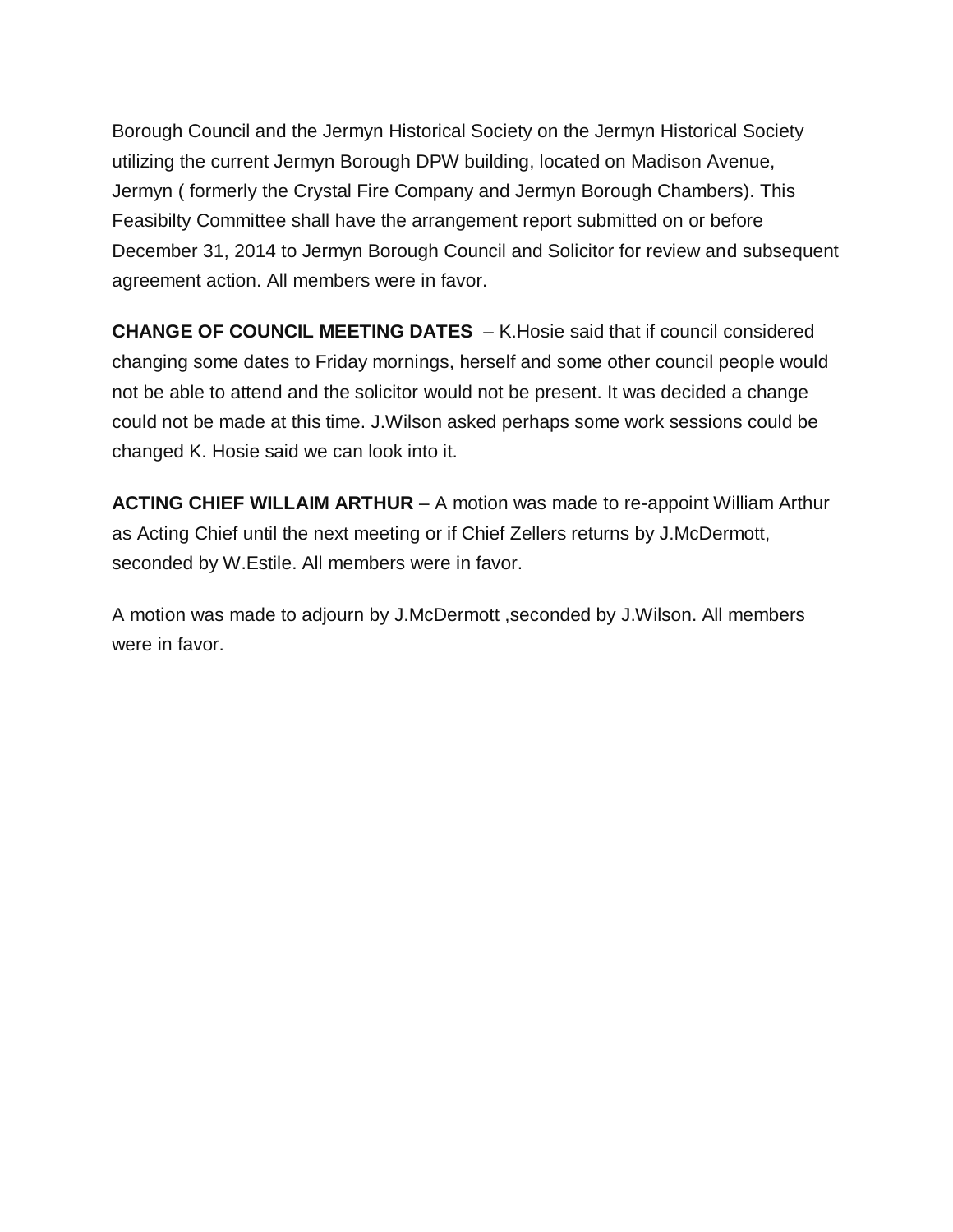Borough Council and the Jermyn Historical Society on the Jermyn Historical Society utilizing the current Jermyn Borough DPW building, located on Madison Avenue, Jermyn ( formerly the Crystal Fire Company and Jermyn Borough Chambers). This Feasibilty Committee shall have the arrangement report submitted on or before December 31, 2014 to Jermyn Borough Council and Solicitor for review and subsequent agreement action. All members were in favor.

**CHANGE OF COUNCIL MEETING DATES** – K.Hosie said that if council considered changing some dates to Friday mornings, herself and some other council people would not be able to attend and the solicitor would not be present. It was decided a change could not be made at this time. J.Wilson asked perhaps some work sessions could be changed K. Hosie said we can look into it.

**ACTING CHIEF WILLAIM ARTHUR** – A motion was made to re-appoint William Arthur as Acting Chief until the next meeting or if Chief Zellers returns by J.McDermott, seconded by W.Estile. All members were in favor.

A motion was made to adjourn by J.McDermott ,seconded by J.Wilson. All members were in favor.